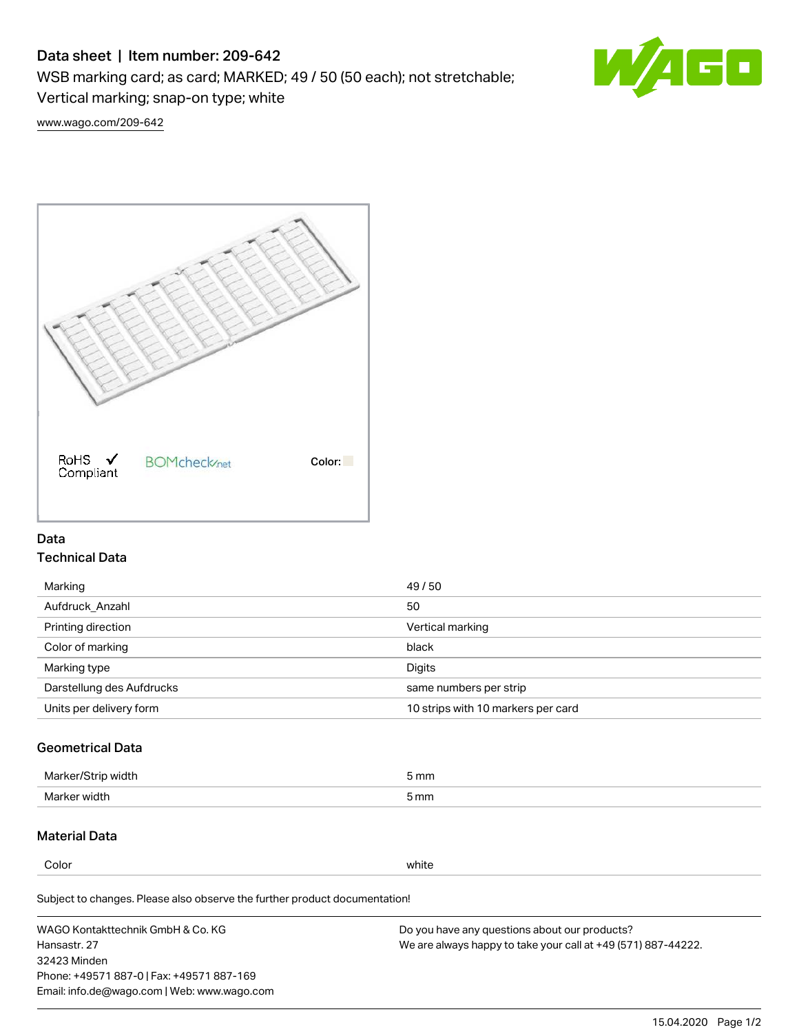# Data sheet | Item number: 209-642

WSB marking card; as card; MARKED; 49 / 50 (50 each); not stretchable; Vertical marking; snap-on type; white

www.wago.com/209-642

RoHS Compliant

BOMcheck.net

Color:

## Data

### Technical Data

| | |
|---|---|
| Marking | 49 / 50 |
| Aufdruck_Anzahl | 50 |
| Printing direction | Vertical marking |
| Color of marking | black |
| Marking type | Digits |
| Darstellung des Aufdrucks | same numbers per strip |
| Units per delivery form | 10 strips with 10 markers per card |

### Geometrical Data

| | |
|---|---|
| Marker/Strip width | 5 mm |
| Marker width | 5 mm |

### Material Data

| | |
|---|---|
| Color | white |

Subject to changes. Please also observe the further product documentation!

WAGO Kontakttechnik GmbH & Co. KG
Hansastr. 27
32423 Minden
Phone: +49571 887-0 | Fax: +49571 887-169
Email: info.de@wago.com | Web: www.wago.com

Do you have any questions about our products?
We are always happy to take your call at +49 (571) 887-44222.

15.04.2020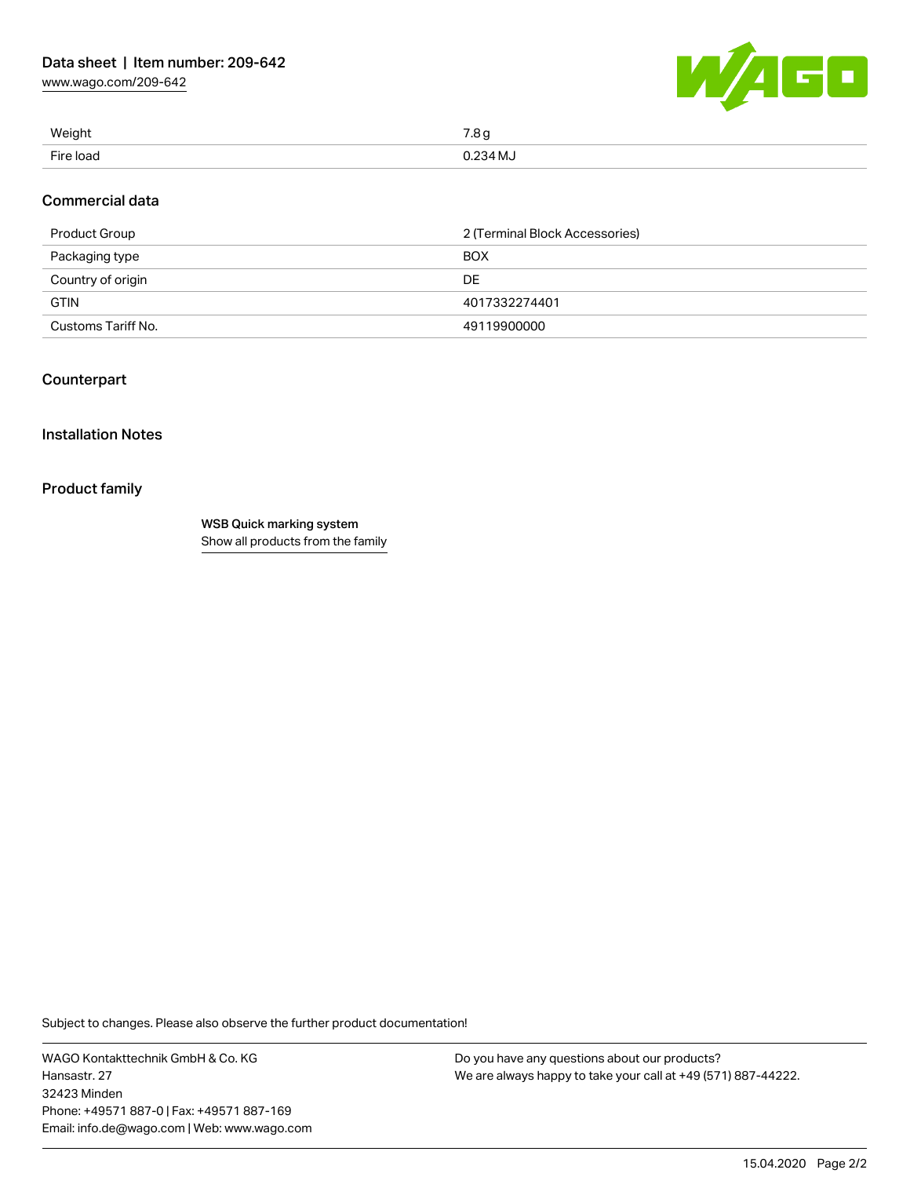| | |
|---|---|
| Weight | 7.8 g |
| Fire load | 0.234 MJ |

## Commercial data

| | |
|---|---|
| Product Group | 2 (Terminal Block Accessories) |
| Packaging type | BOX |
| Country of origin | DE |
| GTIN | 4017332274401 |
| Customs Tariff No. | 49119900000 |

## Counterpart

## Installation Notes

## Product family

**WSB Quick marking system**
Show all products from the family

Subject to changes. Please also observe the further product documentation!

WAGO Kontakttechnik GmbH & Co. KG
Hansastr. 27
32423 Minden
Phone: +49571 887-0 | Fax: +49571 887-169
Email: info.de@wago.com | Web: www.wago.com

Do you have any questions about our products?
We are always happy to take your call at +49 (571) 887-44222.

15.04.2020